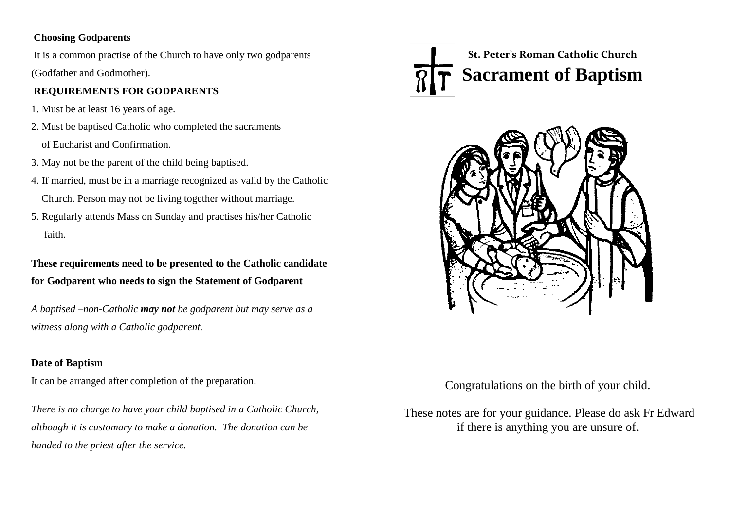**Choosing Godparents**

It is a common practise of the Church to have only two godparents (Godfather and Godmother).

**REQUIREMENTS FOR GODPARENTS**

1. Must be at least 16 years of age.
2. Must be baptised Catholic who completed the sacraments of Eucharist and Confirmation.
3. May not be the parent of the child being baptised.
4. If married, must be in a marriage recognized as valid by the Catholic Church. Person may not be living together without marriage.
5. Regularly attends Mass on Sunday and practises his/her Catholic faith.

**These requirements need to be presented to the Catholic candidate for Godparent who needs to sign the Statement of Godparent**

*A baptised –non-Catholic **may not** be godparent but may serve as a witness along with a Catholic godparent.*

**Date of Baptism**

It can be arranged after completion of the preparation.

*There is no charge to have your child baptised in a Catholic Church, although it is customary to make a donation. The donation can be handed to the priest after the service.*

**St. Peter's Roman Catholic Church**

# Sacrament of Baptism

Congratulations on the birth of your child.

These notes are for your guidance. Please do ask Fr Edward if there is anything you are unsure of.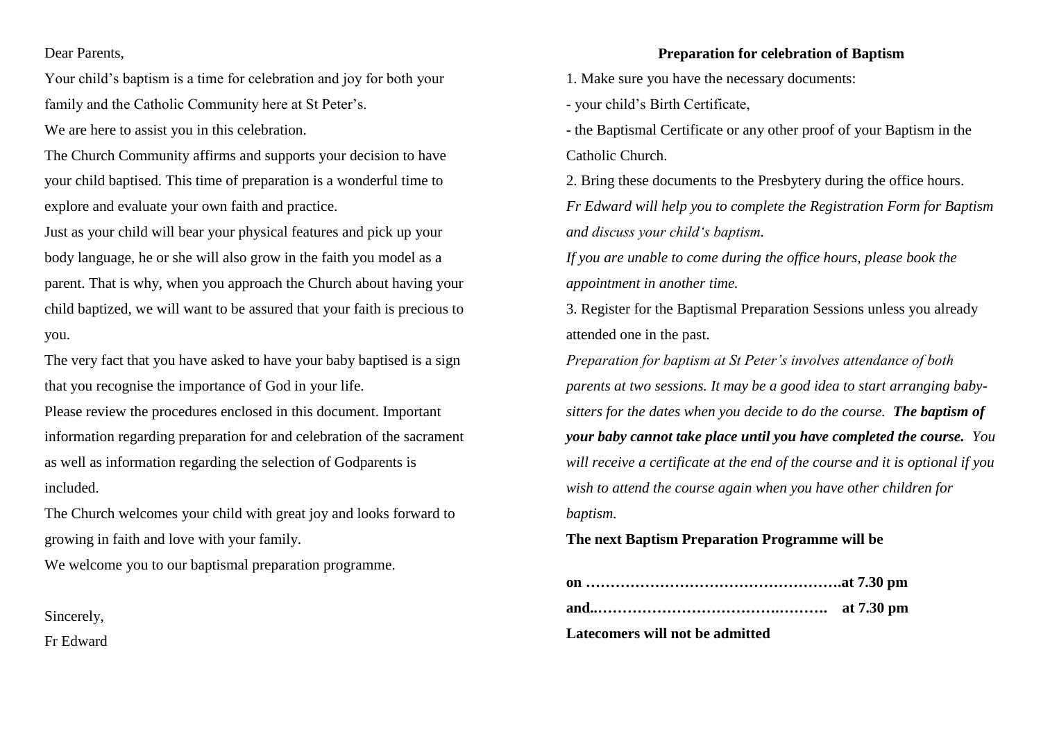Dear Parents,

Your child's baptism is a time for celebration and joy for both your family and the Catholic Community here at St Peter's.

We are here to assist you in this celebration.

The Church Community affirms and supports your decision to have your child baptised. This time of preparation is a wonderful time to explore and evaluate your own faith and practice.

Just as your child will bear your physical features and pick up your body language, he or she will also grow in the faith you model as a parent. That is why, when you approach the Church about having your child baptized, we will want to be assured that your faith is precious to you.

The very fact that you have asked to have your baby baptised is a sign that you recognise the importance of God in your life.

Please review the procedures enclosed in this document. Important information regarding preparation for and celebration of the sacrament as well as information regarding the selection of Godparents is included.

The Church welcomes your child with great joy and looks forward to growing in faith and love with your family.

We welcome you to our baptismal preparation programme.

Sincerely,

Fr Edward

**Preparation for celebration of Baptism**

1. Make sure you have the necessary documents:

- your child's Birth Certificate,
- the Baptismal Certificate or any other proof of your Baptism in the Catholic Church.

2. Bring these documents to the Presbytery during the office hours.

*Fr Edward will help you to complete the Registration Form for Baptism and discuss your child's baptism.*

*If you are unable to come during the office hours, please book the appointment in another time.*

3. Register for the Baptismal Preparation Sessions unless you already attended one in the past.

*Preparation for baptism at St Peter's involves attendance of both parents at two sessions. It may be a good idea to start arranging baby-sitters for the dates when you decide to do the course.* ***The baptism of your baby cannot take place until you have completed the course.*** *You will receive a certificate at the end of the course and it is optional if you wish to attend the course again when you have other children for baptism.*

**The next Baptism Preparation Programme will be**

**on …………………………………………….at 7.30 pm**

**and..……………………………….………. at 7.30 pm**

**Latecomers will not be admitted**